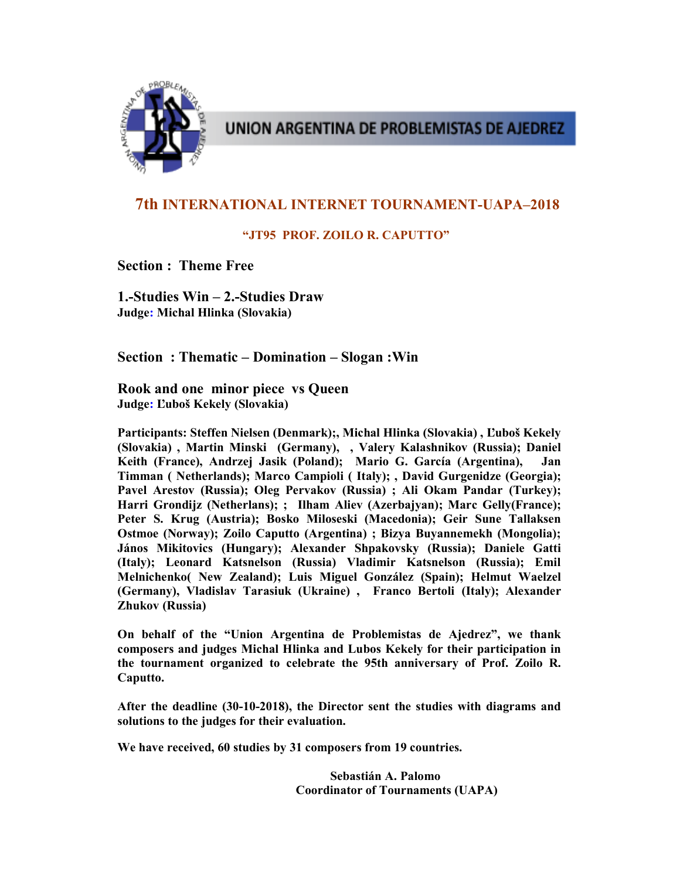UNION ARGENTINA DE PROBLEMISTAS DE AJEDREZ

# 7th INTERNATIONAL INTERNET TOURNAMENT-UAPA–2018

**"JT95 PROF. ZOILO R. CAPUTTO"**

## Section : Theme Free

**1.-Studies Win – 2.-Studies Draw**
**Judge: Michal Hlinka (Slovakia)**

## Section : Thematic – Domination – Slogan :Win

**Rook and one minor piece vs Queen**
**Judge: Ľuboš Kekely (Slovakia)**

**Participants: Steffen Nielsen (Denmark);, Michal Hlinka (Slovakia) , Ľuboš Kekely (Slovakia) , Martin Minski (Germany), , Valery Kalashnikov (Russia); Daniel Keith (France), Andrzej Jasik (Poland); Mario G. García (Argentina), Jan Timman ( Netherlands); Marco Campioli ( Italy); , David Gurgenidze (Georgia); Pavel Arestov (Russia); Oleg Pervakov (Russia) ; Ali Okam Pandar (Turkey); Harri Grondijz (Netherlans); ; Ilham Aliev (Azerbajyan); Marc Gelly(France); Peter S. Krug (Austria); Bosko Miloseski (Macedonia); Geir Sune Tallaksen Ostmoe (Norway); Zoilo Caputto (Argentina) ; Bizya Buyannemekh (Mongolia); János Mikitovics (Hungary); Alexander Shpakovsky (Russia); Daniele Gatti (Italy); Leonard Katsnelson (Russia) Vladimir Katsnelson (Russia); Emil Melnichenko( New Zealand); Luis Miguel González (Spain); Helmut Waelzel (Germany), Vladislav Tarasiuk (Ukraine) , Franco Bertoli (Italy); Alexander Zhukov (Russia)**

**On behalf of the "Union Argentina de Problemistas de Ajedrez", we thank composers and judges Michal Hlinka and Lubos Kekely for their participation in the tournament organized to celebrate the 95th anniversary of Prof. Zoilo R. Caputto.**

**After the deadline (30-10-2018), the Director sent the studies with diagrams and solutions to the judges for their evaluation.**

**We have received, 60 studies by 31 composers from 19 countries.**

**Sebastián A. Palomo**
**Coordinator of Tournaments (UAPA)**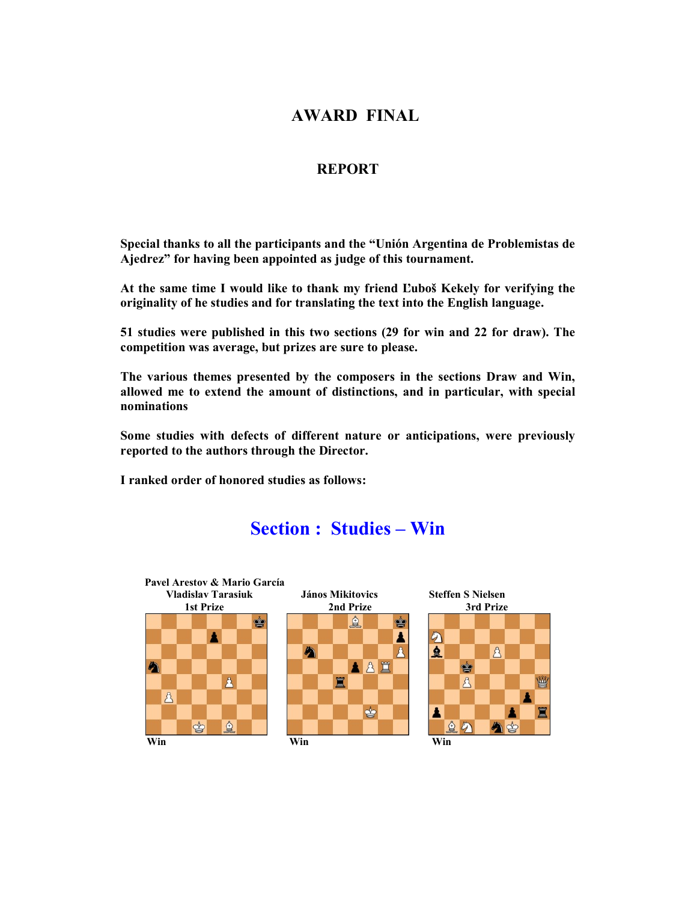# AWARD FINAL

## REPORT

**Special thanks to all the participants and the "Unión Argentina de Problemistas de Ajedrez" for having been appointed as judge of this tournament.**

**At the same time I would like to thank my friend Ľuboš Kekely for verifying the originality of he studies and for translating the text into the English language.**

**51 studies were published in this two sections (29 for win and 22 for draw). The competition was average, but prizes are sure to please.**

**The various themes presented by the composers in the sections Draw and Win, allowed me to extend the amount of distinctions, and in particular, with special nominations**

**Some studies with defects of different nature or anticipations, were previously reported to the authors through the Director.**

**I ranked order of honored studies as follows:**

## Section : Studies – Win

**Pavel Arestov & Mario García**
**Vladislav Tarasiuk**
**1st Prize**

Win

**János Mikitovics**
**2nd Prize**

Win

**Steffen S Nielsen**
**3rd Prize**

Win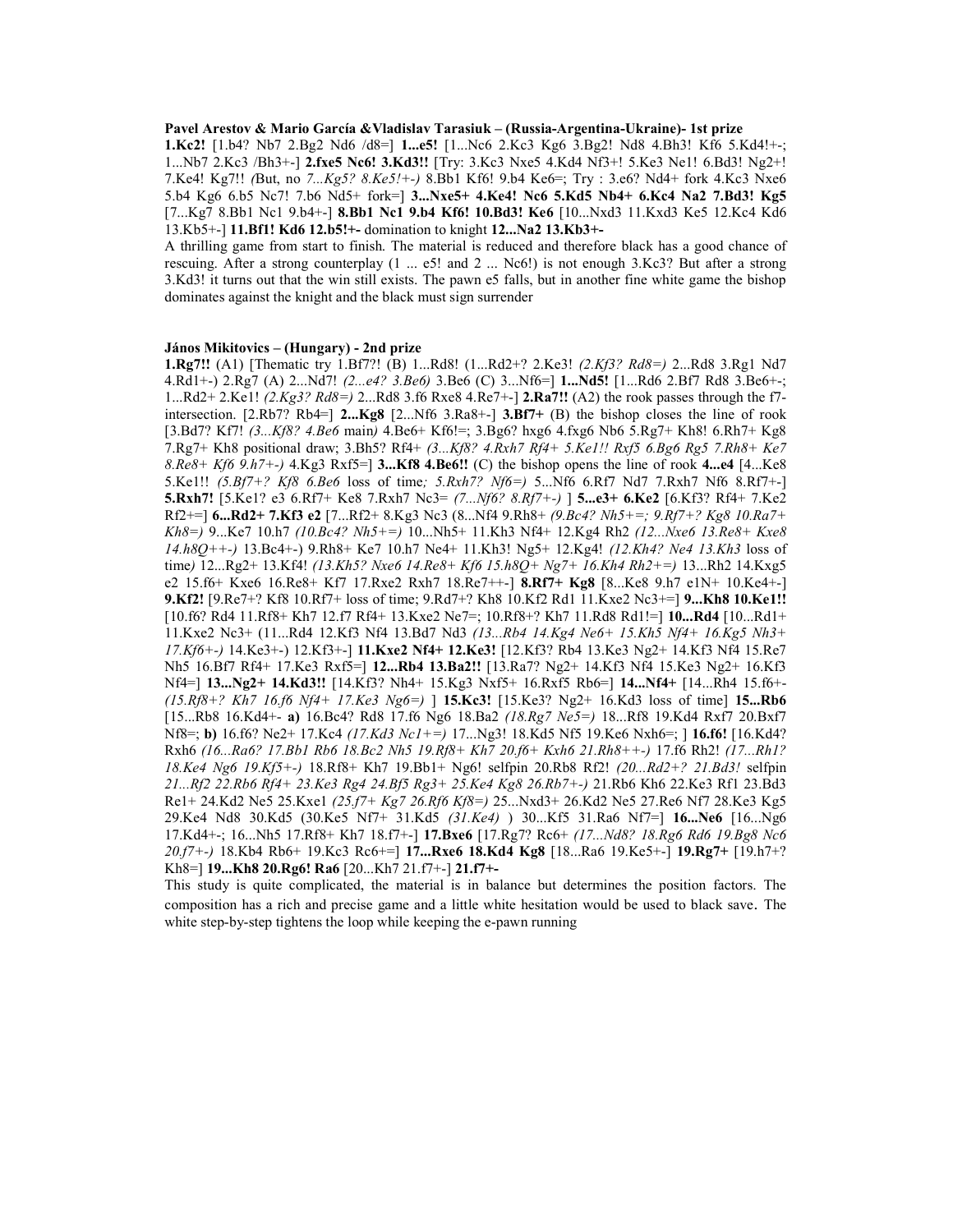**Pavel Arestov & Mario García &Vladislav Tarasiuk – (Russia-Argentina-Ukraine)- 1st prize**

**1.Kc2!** [1.b4? Nb7 2.Bg2 Nd6 /d8=] **1...e5!** [1...Nc6 2.Kc3 Kg6 3.Bg2! Nd8 4.Bh3! Kf6 5.Kd4!+-; 1...Nb7 2.Kc3 /Bh3+-] **2.fxe5 Nc6! 3.Kd3!!** [Try: 3.Kc3 Nxe5 4.Kd4 Nf3+! 5.Ke3 Ne1! 6.Bd3! Ng2+! 7.Ke4! Kg7!! *(*But, no *7...Kg5? 8.Ke5!+-)* 8.Bb1 Kf6! 9.b4 Ke6=; Try : 3.e6? Nd4+ fork 4.Kc3 Nxe6 5.b4 Kg6 6.b5 Nc7! 7.b6 Nd5+ fork=] **3...Nxe5+ 4.Ke4! Nc6 5.Kd5 Nb4+ 6.Kc4 Na2 7.Bd3! Kg5** [7...Kg7 8.Bb1 Nc1 9.b4+-] **8.Bb1 Nc1 9.b4 Kf6! 10.Bd3! Ke6** [10...Nxd3 11.Kxd3 Ke5 12.Kc4 Kd6 13.Kb5+-] **11.Bf1! Kd6 12.b5!+-** domination to knight **12...Na2 13.Kb3+-**

A thrilling game from start to finish. The material is reduced and therefore black has a good chance of rescuing. After a strong counterplay (1 ... e5! and 2 ... Nc6!) is not enough 3.Kc3? But after a strong 3.Kd3! it turns out that the win still exists. The pawn e5 falls, but in another fine white game the bishop dominates against the knight and the black must sign surrender

**János Mikitovics – (Hungary) - 2nd prize**

**1.Rg7!!** (A1) [Thematic try 1.Bf7?! (B) 1...Rd8! (1...Rd2+? 2.Ke3! *(2.Kf3? Rd8=)* 2...Rd8 3.Rg1 Nd7 4.Rd1+-) 2.Rg7 (A) 2...Nd7! *(2...e4? 3.Be6)* 3.Be6 (C) 3...Nf6=] **1...Nd5!** [1...Rd6 2.Bf7 Rd8 3.Be6+-; 1...Rd2+ 2.Ke1! *(2.Kg3? Rd8=)* 2...Rd8 3.f6 Rxe8 4.Re7+-] **2.Ra7!!** (A2) the rook passes through the f7-intersection. [2.Rb7? Rb4=] **2...Kg8** [2...Nf6 3.Ra8+-] **3.Bf7+** (B) the bishop closes the line of rook [3.Bd7? Kf7! *(3...Kf8? 4.Be6* main*)* 4.Be6+ Kf6!=; 3.Bg6? hxg6 4.fxg6 Nb6 5.Rg7+ Kh8! 6.Rh7+ Kg8 7.Rg7+ Kh8 positional draw; 3.Bh5? Rf4+ *(3...Kf8? 4.Rxh7 Rf4+ 5.Ke1!! Rxf5 6.Bg6 Rg5 7.Rh8+ Ke7 8.Re8+ Kf6 9.h7+-)* 4.Kg3 Rxf5=] **3...Kf8 4.Be6!!** (C) the bishop opens the line of rook **4...e4** [4...Ke8 5.Ke1!! *(5.Bf7+? Kf8 6.Be6* loss of time*; 5.Rxh7? Nf6=)* 5...Nf6 6.Rf7 Nd7 7.Rxh7 Nf6 8.Rf7+-] **5.Rxh7!** [5.Ke1? e3 6.Rf7+ Ke8 7.Rxh7 Nc3= *(7...Nf6? 8.Rf7+-)* ] **5...e3+ 6.Ke2** [6.Kf3? Rf4+ 7.Ke2 Rf2+=] **6...Rd2+ 7.Kf3 e2** [7...Rf2+ 8.Kg3 Nc3 (8...Nf4 9.Rh8+ *(9.Bc4? Nh5+=; 9.Rf7+? Kg8 10.Ra7+ Kh8=)* 9...Ke7 10.h7 *(10.Bc4? Nh5+=)* 10...Nh5+ 11.Kh3 Nf4+ 12.Kg4 Rh2 *(12...Nxe6 13.Re8+ Kxe8 14.h8Q++-)* 13.Bc4+-) 9.Rh8+ Ke7 10.h7 Ne4+ 11.Kh3! Ng5+ 12.Kg4! *(12.Kh4? Ne4 13.Kh3* loss of time*)* 12...Rg2+ 13.Kf4! *(13.Kh5? Nxe6 14.Re8+ Kf6 15.h8Q+ Ng7+ 16.Kh4 Rh2+=)* 13...Rh2 14.Kxg5 e2 15.f6+ Kxe6 16.Re8+ Kf7 17.Rxe2 Rxh7 18.Re7++-] **8.Rf7+ Kg8** [8...Ke8 9.h7 e1N+ 10.Ke4+-] **9.Kf2!** [9.Re7+? Kf8 10.Rf7+ loss of time; 9.Rd7+? Kh8 10.Kf2 Rd1 11.Kxe2 Nc3+=] **9...Kh8 10.Ke1!!** [10.f6? Rd4 11.Rf8+ Kh7 12.f7 Rf4+ 13.Kxe2 Ne7=; 10.Rf8+? Kh7 11.Rd8 Rd1!=] **10...Rd4** [10...Rd1+ 11.Kxe2 Nc3+ (11...Rd4 12.Kf3 Nf4 13.Bd7 Nd3 *(13...Rb4 14.Kg4 Ne6+ 15.Kh5 Nf4+ 16.Kg5 Nh3+ 17.Kf6+-)* 14.Ke3+-) 12.Kf3+-] **11.Kxe2 Nf4+ 12.Ke3!** [12.Kf3? Rb4 13.Ke3 Ng2+ 14.Kf3 Nf4 15.Re7 Nh5 16.Bf7 Rf4+ 17.Ke3 Rxf5=] **12...Rb4 13.Ba2!!** [13.Ra7? Ng2+ 14.Kf3 Nf4 15.Ke3 Ng2+ 16.Kf3 Nf4=] **13...Ng2+ 14.Kd3!!** [14.Kf3? Nh4+ 15.Kg3 Nxf5+ 16.Rxf5 Rb6=] **14...Nf4+** [14...Rh4 15.f6+- *(15.Rf8+? Kh7 16.f6 Nf4+ 17.Ke3 Ng6=)* ] **15.Kc3!** [15.Ke3? Ng2+ 16.Kd3 loss of time] **15...Rb6** [15...Rb8 16.Kd4+- **a)** 16.Bc4? Rd8 17.f6 Ng6 18.Ba2 *(18.Rg7 Ne5=)* 18...Rf8 19.Kd4 Rxf7 20.Bxf7 Nf8=; **b)** 16.f6? Ne2+ 17.Kc4 *(17.Kd3 Nc1+=)* 17...Ng3! 18.Kd5 Nf5 19.Ke6 Nxh6=; ] **16.f6!** [16.Kd4? Rxh6 *(16...Ra6? 17.Bb1 Rb6 18.Bc2 Nh5 19.Rf8+ Kh7 20.f6+ Kxh6 21.Rh8++-)* 17.f6 Rh2! *(17...Rh1? 18.Ke4 Ng6 19.Kf5+-)* 18.Rf8+ Kh7 19.Bb1+ Ng6! selfpin 20.Rb8 Rf2! *(20...Rd2+? 21.Bd3!* selfpin *21...Rf2 22.Rb6 Rf4+ 23.Ke3 Rg4 24.Bf5 Rg3+ 25.Ke4 Kg8 26.Rb7+-)* 21.Rb6 Kh6 22.Ke3 Rf1 23.Bd3 Re1+ 24.Kd2 Ne5 25.Kxe1 *(25.f7+ Kg7 26.Rf6 Kf8=)* 25...Nxd3+ 26.Kd2 Ne5 27.Re6 Nf7 28.Ke3 Kg5 29.Ke4 Nd8 30.Kd5 (30.Ke5 Nf7+ 31.Kd5 *(31.Ke4)* ) 30...Kf5 31.Ra6 Nf7=] **16...Ne6** [16...Ng6 17.Kd4+-; 16...Nh5 17.Rf8+ Kh7 18.f7+-] **17.Bxe6** [17.Rg7? Rc6+ *(17...Nd8? 18.Rg6 Rd6 19.Bg8 Nc6 20.f7+-)* 18.Kb4 Rb6+ 19.Kc3 Rc6+=] **17...Rxe6 18.Kd4 Kg8** [18...Ra6 19.Ke5+-] **19.Rg7+** [19.h7+? Kh8=] **19...Kh8 20.Rg6! Ra6** [20...Kh7 21.f7+-] **21.f7+-**

This study is quite complicated, the material is in balance but determines the position factors. The composition has a rich and precise game and a little white hesitation would be used to black save. The white step-by-step tightens the loop while keeping the e-pawn running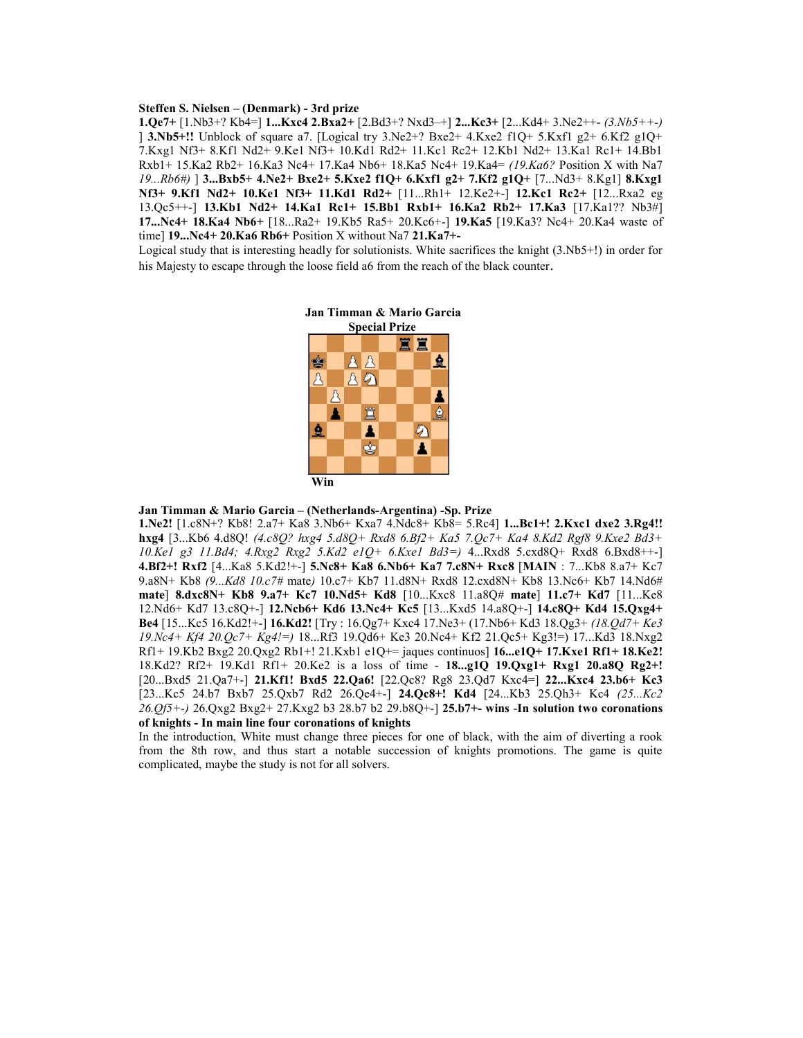**Steffen S. Nielsen – (Denmark) - 3rd prize**

**1.Qe7+** [1.Nb3+? Kb4=] **1...Kxc4 2.Bxa2+** [2.Bd3+? Nxd3–+] **2...Kc3+** [2...Kd4+ 3.Ne2++- *(3.Nb5++-)* ] **3.Nb5+!!** Unblock of square a7. [Logical try 3.Ne2+? Bxe2+ 4.Kxe2 f1Q+ 5.Kxf1 g2+ 6.Kf2 g1Q+ 7.Kxg1 Nf3+ 8.Kf1 Nd2+ 9.Ke1 Nf3+ 10.Kd1 Rd2+ 11.Kc1 Rc2+ 12.Kb1 Nd2+ 13.Ka1 Rc1+ 14.Bb1 Rxb1+ 15.Ka2 Rb2+ 16.Ka3 Nc4+ 17.Ka4 Nb6+ 18.Ka5 Nc4+ 19.Ka4= *(19.Ka6?* Position X with Na7 *19...Rb6#)* ] **3...Bxb5+ 4.Ne2+ Bxe2+ 5.Kxe2 f1Q+ 6.Kxf1 g2+ 7.Kf2 g1Q+** [7...Nd3+ 8.Kg1] **8.Kxg1 Nf3+ 9.Kf1 Nd2+ 10.Ke1 Nf3+ 11.Kd1 Rd2+** [11...Rh1+ 12.Ke2+-] **12.Kc1 Rc2+** [12...Rxa2 eg 13.Qc5++-] **13.Kb1 Nd2+ 14.Ka1 Rc1+ 15.Bb1 Rxb1+ 16.Ka2 Rb2+ 17.Ka3** [17.Ka1?? Nb3#] **17...Nc4+ 18.Ka4 Nb6+** [18...Ra2+ 19.Kb5 Ra5+ 20.Kc6+-] **19.Ka5** [19.Ka3? Nc4+ 20.Ka4 waste of time] **19...Nc4+ 20.Ka6 Rb6+** Position X without Na7 **21.Ka7+-**

Logical study that is interesting headly for solutionists. White sacrifices the knight (3.Nb5+!) in order for his Majesty to escape through the loose field a6 from the reach of the black counter.

**Jan Timman & Mario Garcia**
**Special Prize**

Win

**Jan Timman & Mario Garcia – (Netherlands-Argentina) -Sp. Prize**

**1.Ne2!** [1.c8N+? Kb8! 2.a7+ Ka8 3.Nb6+ Kxa7 4.Ndc8+ Kb8= 5.Rc4] **1...Bc1+! 2.Kxc1 dxe2 3.Rg4!! hxg4** [3...Kb6 4.d8Q! *(4.c8Q? hxg4 5.d8Q+ Rxd8 6.Bf2+ Ka5 7.Qc7+ Ka4 8.Kd2 Rgf8 9.Kxe2 Bd3+ 10.Ke1 g3 11.Bd4; 4.Rxg2 Rxg2 5.Kd2 e1Q+ 6.Kxe1 Bd3=)* 4...Rxd8 5.cxd8Q+ Rxd8 6.Bxd8++-] **4.Bf2+! Rxf2** [4...Ka8 5.Kd2!+-] **5.Nc8+ Ka8 6.Nb6+ Ka7 7.c8N+ Rxc8** [**MAIN** : 7...Kb8 8.a7+ Kc7 9.a8N+ Kb8 *(9...Kd8 10.c7#* mate*)* 10.c7+ Kb7 11.d8N+ Rxd8 12.cxd8N+ Kb8 13.Nc6+ Kb7 14.Nd6# **mate**] **8.dxc8N+ Kb8 9.a7+ Kc7 10.Nd5+ Kd8** [10...Kxc8 11.a8Q# **mate**] **11.c7+ Kd7** [11...Ke8 12.Nd6+ Kd7 13.c8Q+-] **12.Ncb6+ Kd6 13.Nc4+ Kc5** [13...Kxd5 14.a8Q+-] **14.c8Q+ Kd4 15.Qxg4+ Be4** [15...Kc5 16.Kd2!+-] **16.Kd2!** [Try : 16.Qg7+ Kxc4 17.Ne3+ (17.Nb6+ Kd3 18.Qg3+ *(18.Qd7+ Ke3 19.Nc4+ Kf4 20.Qc7+ Kg4!=)* 18...Rf3 19.Qd6+ Ke3 20.Nc4+ Kf2 21.Qc5+ Kg3!=) 17...Kd3 18.Nxg2 Rf1+ 19.Kb2 Bxg2 20.Qxg2 Rb1+! 21.Kxb1 e1Q+= jaques continuos] **16...e1Q+ 17.Kxe1 Rf1+ 18.Ke2!** 18.Kd2? Rf2+ 19.Kd1 Rf1+ 20.Ke2 is a loss of time - **18...g1Q 19.Qxg1+ Rxg1 20.a8Q Rg2+!** [20...Bxd5 21.Qa7+-] **21.Kf1! Bxd5 22.Qa6!** [22.Qc8? Rg8 23.Qd7 Kxc4=] **22...Kxc4 23.b6+ Kc3** [23...Kc5 24.b7 Bxb7 25.Qxb7 Rd2 26.Qe4+-] **24.Qc8+! Kd4** [24...Kb3 25.Qh3+ Kc4 *(25...Kc2 26.Qf5+-)* 26.Qxg2 Bxg2+ 27.Kxg2 b3 28.b7 b2 29.b8Q+-] **25.b7+- wins** -**In solution two coronations of knights - In main line four coronations of knights**

In the introduction, White must change three pieces for one of black, with the aim of diverting a rook from the 8th row, and thus start a notable succession of knights promotions. The game is quite complicated, maybe the study is not for all solvers.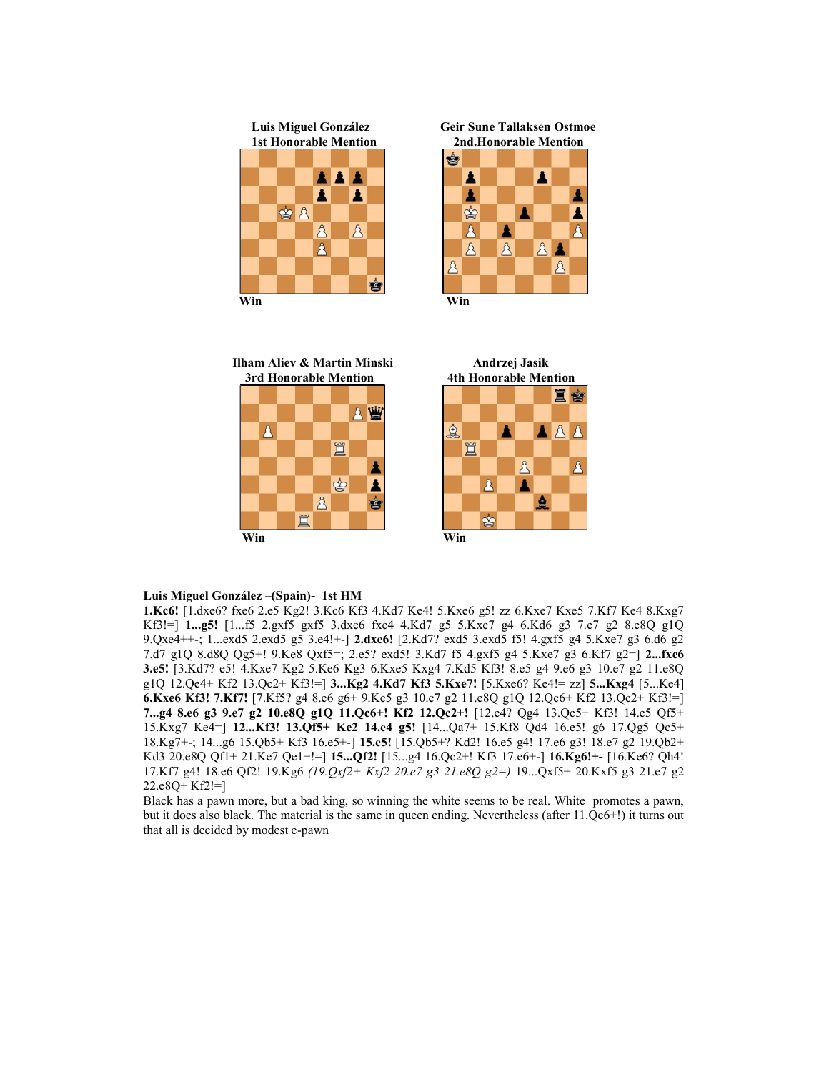**Luis Miguel González**
**1st Honorable Mention**

Win

**Geir Sune Tallaksen Ostmoe**
**2nd.Honorable Mention**

Win

**Ilham Aliev & Martin Minski**
**3rd Honorable Mention**

Win

**Andrzej Jasik**
**4th Honorable Mention**

Win

**Luis Miguel González –(Spain)- 1st HM**

**1.Kc6!** [1.dxe6? fxe6 2.e5 Kg2! 3.Kc6 Kf3 4.Kd7 Ke4! 5.Kxe6 g5! zz 6.Kxe7 Kxe5 7.Kf7 Ke4 8.Kxg7 Kf3!=] **1...g5!** [1...f5 2.gxf5 gxf5 3.dxe6 fxe4 4.Kd7 g5 5.Kxe7 g4 6.Kd6 g3 7.e7 g2 8.e8Q g1Q 9.Qxe4++-; 1...exd5 2.exd5 g5 3.e4!+-] **2.dxe6!** [2.Kd7? exd5 3.exd5 f5! 4.gxf5 g4 5.Kxe7 g3 6.d6 g2 7.d7 g1Q 8.d8Q Qg5+! 9.Ke8 Qxf5=; 2.e5? exd5! 3.Kd7 f5 4.gxf5 g4 5.Kxe7 g3 6.Kf7 g2=] **2...fxe6 3.e5!** [3.Kd7? e5! 4.Kxe7 Kg2 5.Ke6 Kg3 6.Kxe5 Kxg4 7.Kd5 Kf3! 8.e5 g4 9.e6 g3 10.e7 g2 11.e8Q g1Q 12.Qe4+ Kf2 13.Qc2+ Kf3!=] **3...Kg2 4.Kd7 Kf3 5.Kxe7!** [5.Kxe6? Ke4!= zz] **5...Kxg4** [5...Ke4] **6.Kxe6 Kf3! 7.Kf7!** [7.Kf5? g4 8.e6 g6+ 9.Ke5 g3 10.e7 g2 11.e8Q g1Q 12.Qc6+ Kf2 13.Qc2+ Kf3!=] **7...g4 8.e6 g3 9.e7 g2 10.e8Q g1Q 11.Qc6+! Kf2 12.Qc2+!** [12.e4? Qg4 13.Qc5+ Kf3! 14.e5 Qf5+ 15.Kxg7 Ke4=] **12...Kf3! 13.Qf5+ Ke2 14.e4 g5!** [14...Qa7+ 15.Kf8 Qd4 16.e5! g6 17.Qg5 Qc5+ 18.Kg7+-; 14...g6 15.Qb5+ Kf3 16.e5+-] **15.e5!** [15.Qb5+? Kd2! 16.e5 g4! 17.e6 g3! 18.e7 g2 19.Qb2+ Kd3 20.e8Q Qf1+ 21.Ke7 Qe1+!=] **15...Qf2!** [15...g4 16.Qc2+! Kf3 17.e6+-] **16.Kg6!+-** [16.Ke6? Qh4! 17.Kf7 g4! 18.e6 Qf2! 19.Kg6 *(19.Qxf2+ Kxf2 20.e7 g3 21.e8Q g2=)* 19...Qxf5+ 20.Kxf5 g3 21.e7 g2 22.e8Q+ Kf2!=]

Black has a pawn more, but a bad king, so winning the white seems to be real. White promotes a pawn, but it does also black. The material is the same in queen ending. Nevertheless (after 11.Qc6+!) it turns out that all is decided by modest e-pawn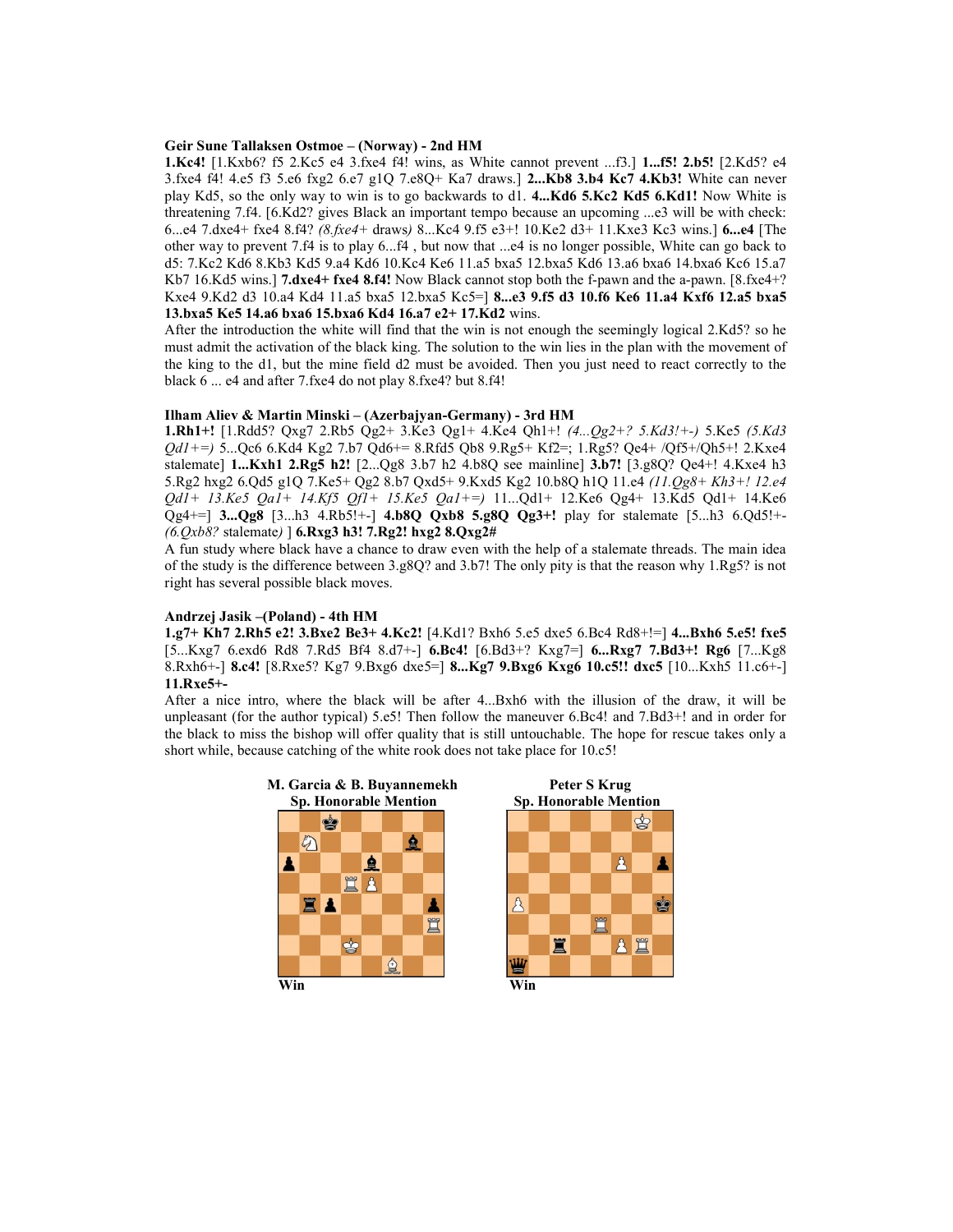**Geir Sune Tallaksen Ostmoe – (Norway) - 2nd HM**

**1.Kc4!** [1.Kxb6? f5 2.Kc5 e4 3.fxe4 f4! wins, as White cannot prevent ...f3.] **1...f5! 2.b5!** [2.Kd5? e4 3.fxe4 f4! 4.e5 f3 5.e6 fxg2 6.e7 g1Q 7.e8Q+ Ka7 draws.] **2...Kb8 3.b4 Kc7 4.Kb3!** White can never play Kd5, so the only way to win is to go backwards to d1. **4...Kd6 5.Kc2 Kd5 6.Kd1!** Now White is threatening 7.f4. [6.Kd2? gives Black an important tempo because an upcoming ...e3 will be with check: 6...e4 7.dxe4+ fxe4 8.f4? *(8.fxe4+* draws*)* 8...Kc4 9.f5 e3+! 10.Ke2 d3+ 11.Kxe3 Kc3 wins.] **6...e4** [The other way to prevent 7.f4 is to play 6...f4 , but now that ...e4 is no longer possible, White can go back to d5: 7.Kc2 Kd6 8.Kb3 Kd5 9.a4 Kd6 10.Kc4 Ke6 11.a5 bxa5 12.bxa5 Kd6 13.a6 bxa6 14.bxa6 Kc6 15.a7 Kb7 16.Kd5 wins.] **7.dxe4+ fxe4 8.f4!** Now Black cannot stop both the f-pawn and the a-pawn. [8.fxe4+? Kxe4 9.Kd2 d3 10.a4 Kd4 11.a5 bxa5 12.bxa5 Kc5=] **8...e3 9.f5 d3 10.f6 Ke6 11.a4 Kxf6 12.a5 bxa5 13.bxa5 Ke5 14.a6 bxa6 15.bxa6 Kd4 16.a7 e2+ 17.Kd2** wins.

After the introduction the white will find that the win is not enough the seemingly logical 2.Kd5? so he must admit the activation of the black king. The solution to the win lies in the plan with the movement of the king to the d1, but the mine field d2 must be avoided. Then you just need to react correctly to the black 6 ... e4 and after 7.fxe4 do not play 8.fxe4? but 8.f4!

**Ilham Aliev & Martin Minski – (Azerbajyan-Germany) - 3rd HM**

**1.Rh1+!** [1.Rdd5? Qxg7 2.Rb5 Qg2+ 3.Ke3 Qg1+ 4.Ke4 Qh1+! *(4...Qg2+? 5.Kd3!+-)* 5.Ke5 *(5.Kd3 Qd1+=)* 5...Qc6 6.Kd4 Kg2 7.b7 Qd6+= 8.Rfd5 Qb8 9.Rg5+ Kf2=; 1.Rg5? Qe4+ /Qf5+/Qh5+! 2.Kxe4 stalemate] **1...Kxh1 2.Rg5 h2!** [2...Qg8 3.b7 h2 4.b8Q see mainline] **3.b7!** [3.g8Q? Qe4+! 4.Kxe4 h3 5.Rg2 hxg2 6.Qd5 g1Q 7.Ke5+ Qg2 8.b7 Qxd5+ 9.Kxd5 Kg2 10.b8Q h1Q 11.e4 *(11.Qg8+ Kh3+! 12.e4 Qd1+ 13.Ke5 Qa1+ 14.Kf5 Qf1+ 15.Ke5 Qa1+=)* 11...Qd1+ 12.Ke6 Qg4+ 13.Kd5 Qd1+ 14.Ke6 Qg4+=] **3...Qg8** [3...h3 4.Rb5!+-] **4.b8Q Qxb8 5.g8Q Qg3+!** play for stalemate [5...h3 6.Qd5!+- *(6.Qxb8?* stalemate*)* ] **6.Rxg3 h3! 7.Rg2! hxg2 8.Qxg2#**

A fun study where black have a chance to draw even with the help of a stalemate threads. The main idea of the study is the difference between 3.g8Q? and 3.b7! The only pity is that the reason why 1.Rg5? is not right has several possible black moves.

**Andrzej Jasik –(Poland) - 4th HM**

**1.g7+ Kh7 2.Rh5 e2! 3.Bxe2 Be3+ 4.Kc2!** [4.Kd1? Bxh6 5.e5 dxe5 6.Bc4 Rd8+!=] **4...Bxh6 5.e5! fxe5** [5...Kxg7 6.exd6 Rd8 7.Rd5 Bf4 8.d7+-] **6.Bc4!** [6.Bd3+? Kxg7=] **6...Rxg7 7.Bd3+! Rg6** [7...Kg8 8.Rxh6+-] **8.c4!** [8.Rxe5? Kg7 9.Bxg6 dxe5=] **8...Kg7 9.Bxg6 Kxg6 10.c5!! dxc5** [10...Kxh5 11.c6+-] **11.Rxe5+-**

After a nice intro, where the black will be after 4...Bxh6 with the illusion of the draw, it will be unpleasant (for the author typical) 5.e5! Then follow the maneuver 6.Bc4! and 7.Bd3+! and in order for the black to miss the bishop will offer quality that is still untouchable. The hope for rescue takes only a short while, because catching of the white rook does not take place for 10.c5!

**M. Garcia & B. Buyannemekh**
**Sp. Honorable Mention**

Win

**Peter S Krug**
**Sp. Honorable Mention**

Win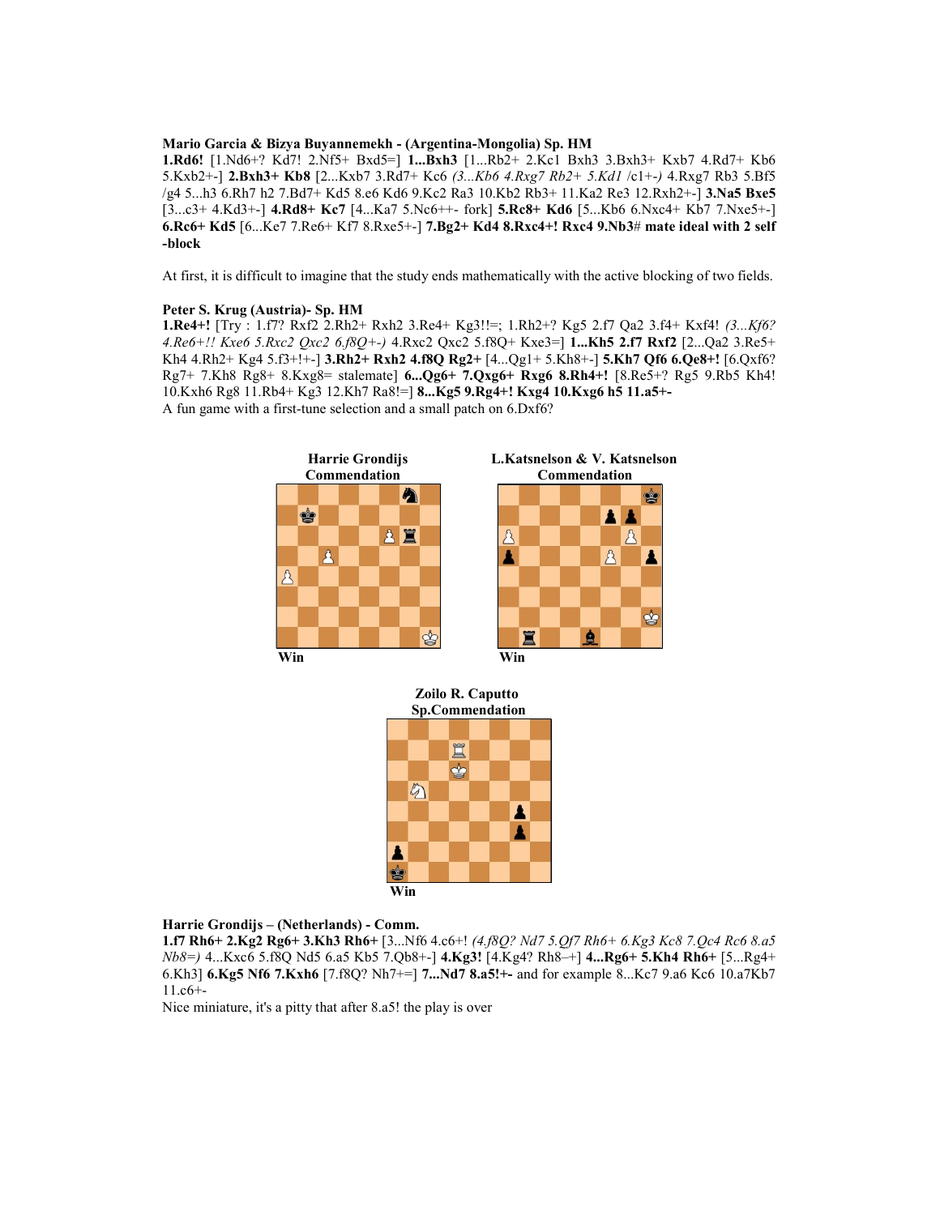**Mario Garcia & Bizya Buyannemekh - (Argentina-Mongolia) Sp. HM**
**1.Rd6!** [1.Nd6+? Kd7! 2.Nf5+ Bxd5=] **1...Bxh3** [1...Rb2+ 2.Kc1 Bxh3 3.Bxh3+ Kxb7 4.Rd7+ Kb6 5.Kxb2+-] **2.Bxh3+ Kb8** [2...Kxb7 3.Rd7+ Kc6 *(3...Kb6 4.Rxg7 Rb2+ 5.Kd1 /c1+-)* 4.Rxg7 Rb3 5.Bf5 /g4 5...h3 6.Rh7 h2 7.Bd7+ Kd5 8.e6 Kd6 9.Kc2 Ra3 10.Kb2 Rb3+ 11.Ka2 Re3 12.Rxh2+-] **3.Na5 Bxe5** [3...c3+ 4.Kd3+-] **4.Rd8+ Kc7** [4...Ka7 5.Nc6++- fork] **5.Rc8+ Kd6** [5...Kb6 6.Nxc4+ Kb7 7.Nxe5+-] **6.Rc6+ Kd5** [6...Ke7 7.Re6+ Kf7 8.Rxe5+-] **7.Bg2+ Kd4 8.Rxc4+! Rxc4 9.Nb3# mate ideal with 2 self -block**

At first, it is difficult to imagine that the study ends mathematically with the active blocking of two fields.

**Peter S. Krug (Austria)- Sp. HM**
**1.Re4+!** [Try : 1.f7? Rxf2 2.Rh2+ Rxh2 3.Re4+ Kg3!!=; 1.Rh2+? Kg5 2.f7 Qa2 3.f4+ Kxf4! *(3...Kf6? 4.Re6+!! Kxe6 5.Rxc2 Qxc2 6.f8Q+-)* 4.Rxc2 Qxc2 5.f8Q+ Kxe3=] **1...Kh5 2.f7 Rxf2** [2...Qa2 3.Re5+ Kh4 4.Rh2+ Kg4 5.f3+!+-] **3.Rh2+ Rxh2 4.f8Q Rg2+** [4...Qg1+ 5.Kh8+-] **5.Kh7 Qf6 6.Qe8+!** [6.Qxf6? Rg7+ 7.Kh8 Rg8+ 8.Kxg8= stalemate] **6...Qg6+ 7.Qxg6+ Rxg6 8.Rh4+!** [8.Re5+? Rg5 9.Rb5 Kh4! 10.Kxh6 Rg8 11.Rb4+ Kg3 12.Kh7 Ra8!=] **8...Kg5 9.Rg4+! Kxg4 10.Kxg6 h5 11.a5+-**
A fun game with a first-tune selection and a small patch on 6.Dxf6?

**Harrie Grondijs**
**Commendation**

Win

**L.Katsnelson & V. Katsnelson**
**Commendation**

Win

**Zoilo R. Caputto**
**Sp.Commendation**

Win

**Harrie Grondijs – (Netherlands) - Comm.**
**1.f7 Rh6+ 2.Kg2 Rg6+ 3.Kh3 Rh6+** [3...Nf6 4.c6+! *(4.f8Q? Nd7 5.Qf7 Rh6+ 6.Kg3 Kc8 7.Qc4 Rc6 8.a5 Nb8=)* 4...Kxc6 5.f8Q Nd5 6.a5 Kb5 7.Qb8+-] **4.Kg3!** [4.Kg4? Rh8–+] **4...Rg6+ 5.Kh4 Rh6+** [5...Rg4+ 6.Kh3] **6.Kg5 Nf6 7.Kxh6** [7.f8Q? Nh7+=] **7...Nd7 8.a5!+-** and for example 8...Kc7 9.a6 Kc6 10.a7Kb7 11.c6+-
Nice miniature, it's a pitty that after 8.a5! the play is over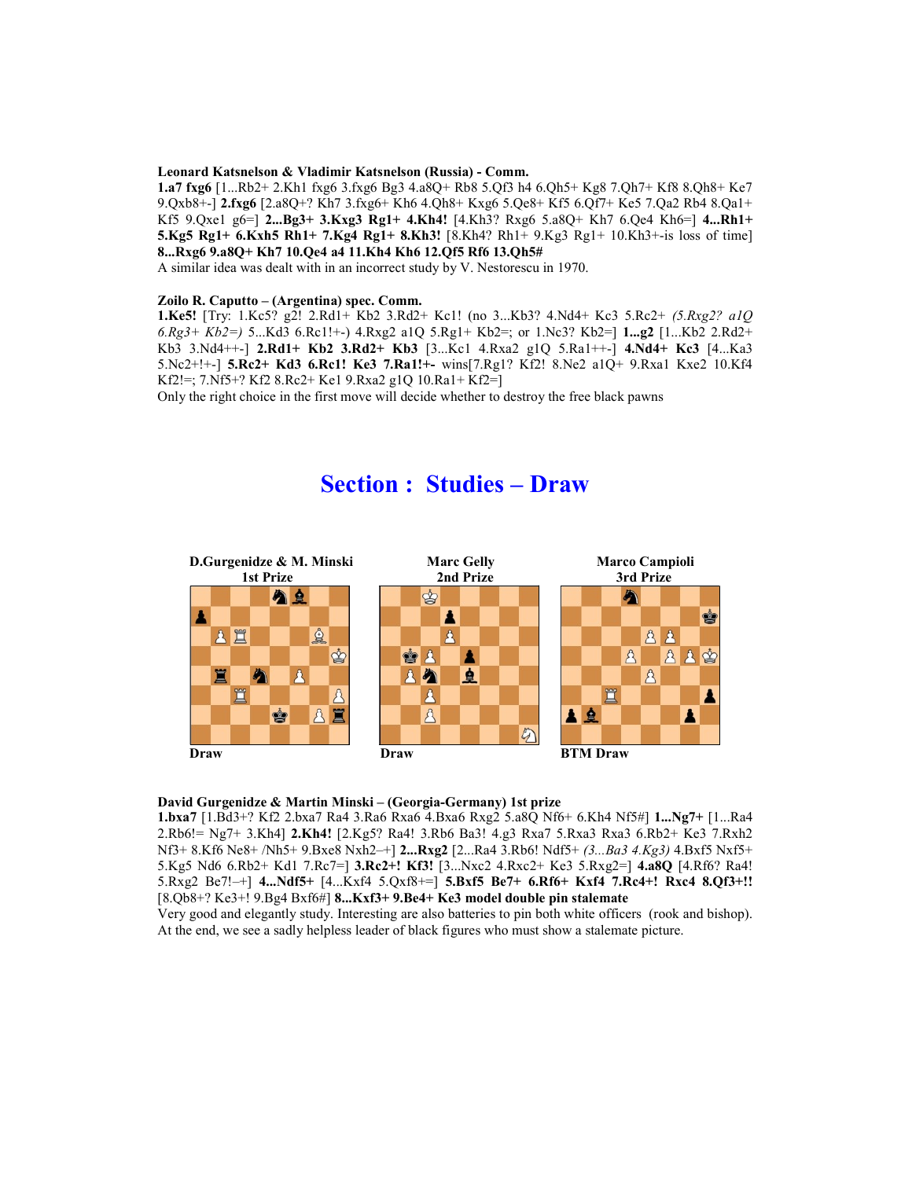**Leonard Katsnelson & Vladimir Katsnelson (Russia) - Comm.**

**1.a7 fxg6** [1...Rb2+ 2.Kh1 fxg6 3.fxg6 Bg3 4.a8Q+ Rb8 5.Qf3 h4 6.Qh5+ Kg8 7.Qh7+ Kf8 8.Qh8+ Ke7 9.Qxb8+-] **2.fxg6** [2.a8Q+? Kh7 3.fxg6+ Kh6 4.Qh8+ Kxg6 5.Qe8+ Kf5 6.Qf7+ Ke5 7.Qa2 Rb4 8.Qa1+ Kf5 9.Qxe1 g6=] **2...Bg3+ 3.Kxg3 Rg1+ 4.Kh4!** [4.Kh3? Rxg6 5.a8Q+ Kh7 6.Qe4 Kh6=] **4...Rh1+ 5.Kg5 Rg1+ 6.Kxh5 Rh1+ 7.Kg4 Rg1+ 8.Kh3!** [8.Kh4? Rh1+ 9.Kg3 Rg1+ 10.Kh3+-is loss of time] **8...Rxg6 9.a8Q+ Kh7 10.Qe4 a4 11.Kh4 Kh6 12.Qf5 Rf6 13.Qh5#**

A similar idea was dealt with in an incorrect study by V. Nestorescu in 1970.

**Zoilo R. Caputto – (Argentina) spec. Comm.**

**1.Ke5!** [Try: 1.Kc5? g2! 2.Rd1+ Kb2 3.Rd2+ Kc1! (no 3...Kb3? 4.Nd4+ Kc3 5.Rc2+ *(5.Rxg2? a1Q 6.Rg3+ Kb2=)* 5...Kd3 6.Rc1!+-) 4.Rxg2 a1Q 5.Rg1+ Kb2=; or 1.Nc3? Kb2=] **1...g2** [1...Kb2 2.Rd2+ Kb3 3.Nd4++-] **2.Rd1+ Kb2 3.Rd2+ Kb3** [3...Kc1 4.Rxa2 g1Q 5.Ra1++-] **4.Nd4+ Kc3** [4...Ka3 5.Nc2+!+-] **5.Rc2+ Kd3 6.Rc1! Ke3 7.Ra1!+-** wins[7.Rg1? Kf2! 8.Ne2 a1Q+ 9.Rxa1 Kxe2 10.Kf4 Kf2!=; 7.Nf5+? Kf2 8.Rc2+ Ke1 9.Rxa2 g1Q 10.Ra1+ Kf2=]

Only the right choice in the first move will decide whether to destroy the free black pawns

# Section : Studies – Draw

**D.Gurgenidze & M. Minski**
**1st Prize**

Draw

**Marc Gelly**
**2nd Prize**

Draw

**Marco Campioli**
**3rd Prize**

BTM Draw

**David Gurgenidze & Martin Minski – (Georgia-Germany) 1st prize**

**1.bxa7** [1.Bd3+? Kf2 2.bxa7 Ra4 3.Ra6 Rxa6 4.Bxa6 Rxg2 5.a8Q Nf6+ 6.Kh4 Nf5#] **1...Ng7+** [1...Ra4 2.Rb6!= Ng7+ 3.Kh4] **2.Kh4!** [2.Kg5? Ra4! 3.Rb6 Ba3! 4.g3 Rxa7 5.Rxa3 Rxa3 6.Rb2+ Ke3 7.Rxh2 Nf3+ 8.Kf6 Ne8+ /Nh5+ 9.Bxe8 Nxh2–+] **2...Rxg2** [2...Ra4 3.Rb6! Ndf5+ *(3...Ba3 4.Kg3)* 4.Bxf5 Nxf5+ 5.Kg5 Nd6 6.Rb2+ Kd1 7.Rc7=] **3.Rc2+! Kf3!** [3...Nxc2 4.Rxc2+ Ke3 5.Rxg2=] **4.a8Q** [4.Rf6? Ra4! 5.Rxg2 Be7!–+] **4...Ndf5+** [4...Kxf4 5.Qxf8+=] **5.Bxf5 Be7+ 6.Rf6+ Kxf4 7.Rc4+! Rxc4 8.Qf3+!!** [8.Qb8+? Ke3+! 9.Bg4 Bxf6#] **8...Kxf3+ 9.Be4+ Ke3 model double pin stalemate**

Very good and elegantly study. Interesting are also batteries to pin both white officers (rook and bishop). At the end, we see a sadly helpless leader of black figures who must show a stalemate picture.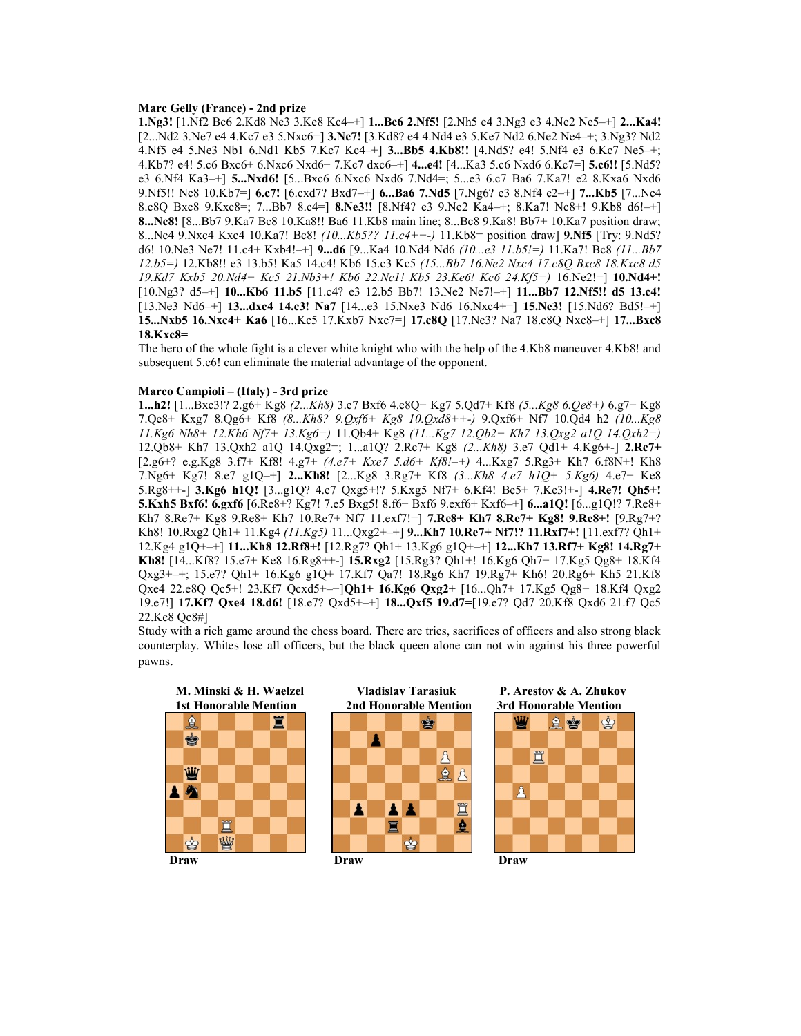**Marc Gelly (France) - 2nd prize**

**1.Ng3!** [1.Nf2 Bc6 2.Kd8 Ne3 3.Ke8 Kc4–+] **1...Bc6 2.Nf5!** [2.Nh5 e4 3.Ng3 e3 4.Ne2 Ne5–+] **2...Ka4!** [2...Nd2 3.Ne7 e4 4.Kc7 e3 5.Nxc6=] **3.Ne7!** [3.Kd8? e4 4.Nd4 e3 5.Ke7 Nd2 6.Ne2 Ne4–+; 3.Ng3? Nd2 4.Nf5 e4 5.Ne3 Nb1 6.Nd1 Kb5 7.Kc7 Kc4–+] **3...Bb5 4.Kb8!!** [4.Nd5? e4! 5.Nf4 e3 6.Kc7 Ne5–+; 4.Kb7? e4! 5.c6 Bxc6+ 6.Nxc6 Nxd6+ 7.Kc7 dxc6–+] **4...e4!** [4...Ka3 5.c6 Nxd6 6.Kc7=] **5.c6!!** [5.Nd5? e3 6.Nf4 Ka3–+] **5...Nxd6!** [5...Bxc6 6.Nxc6 Nxd6 7.Nd4=; 5...e3 6.c7 Ba6 7.Ka7! e2 8.Kxa6 Nxd6 9.Nf5!! Nc8 10.Kb7=] **6.c7!** [6.cxd7? Bxd7–+] **6...Ba6 7.Nd5** [7.Ng6? e3 8.Nf4 e2–+] **7...Kb5** [7...Nc4 8.c8Q Bxc8 9.Kxc8=; 7...Bb7 8.c4=] **8.Ne3!!** [8.Nf4? e3 9.Ne2 Ka4–+; 8.Ka7! Nc8+! 9.Kb8 d6!–+] **8...Nc8!** [8...Bb7 9.Ka7 Bc8 10.Ka8!! Ba6 11.Kb8 main line; 8...Bc8 9.Ka8! Bb7+ 10.Ka7 position draw; 8...Nc4 9.Nxc4 Kxc4 10.Ka7! Bc8! *(10...Kb5?? 11.c4++-)* 11.Kb8= position draw] **9.Nf5** [Try: 9.Nd5? d6! 10.Ne3 Ne7! 11.c4+ Kxb4!–+] **9...d6** [9...Ka4 10.Nd4 Nd6 *(10...e3 11.b5!=)* 11.Ka7! Bc8 *(11...Bb7 12.b5=)* 12.Kb8!! e3 13.b5! Ka5 14.c4! Kb6 15.c3 Kc5 *(15...Bb7 16.Ne2 Nxc4 17.c8Q Bxc8 18.Kxc8 d5 19.Kd7 Kxb5 20.Nd4+ Kc5 21.Nb3+! Kb6 22.Nc1! Kb5 23.Ke6! Kc6 24.Kf5=)* 16.Ne2!=] **10.Nd4+!** [10.Ng3? d5–+] **10...Kb6 11.b5** [11.c4? e3 12.b5 Bb7! 13.Ne2 Ne7!–+] **11...Bb7 12.Nf5!! d5 13.c4!** [13.Ne3 Nd6–+] **13...dxc4 14.c3! Na7** [14...e3 15.Nxe3 Nd6 16.Nxc4+=] **15.Ne3!** [15.Nd6? Bd5!–+] **15...Nxb5 16.Nxc4+ Ka6** [16...Kc5 17.Kxb7 Nxc7=] **17.c8Q** [17.Ne3? Na7 18.c8Q Nxc8–+] **17...Bxc8 18.Kxc8=**

The hero of the whole fight is a clever white knight who with the help of the 4.Kb8 maneuver 4.Kb8! and subsequent 5.c6! can eliminate the material advantage of the opponent.

**Marco Campioli – (Italy) - 3rd prize**

**1...h2!** [1...Bxc3!? 2.g6+ Kg8 *(2...Kh8)* 3.e7 Bxf6 4.e8Q+ Kg7 5.Qd7+ Kf8 *(5...Kg8 6.Qe8+)* 6.g7+ Kg8 7.Qe8+ Kxg7 8.Qg6+ Kf8 *(8...Kh8? 9.Qxf6+ Kg8 10.Qxd8++-)* 9.Qxf6+ Nf7 10.Qd4 h2 *(10...Kg8 11.Kg6 Nh8+ 12.Kh6 Nf7+ 13.Kg6=)* 11.Qb4+ Kg8 *(11...Kg7 12.Qb2+ Kh7 13.Qxg2 a1Q 14.Qxh2=)* 12.Qb8+ Kh7 13.Qxh2 a1Q 14.Qxg2=; 1...a1Q? 2.Rc7+ Kg8 *(2...Kh8)* 3.e7 Qd1+ 4.Kg6+-] **2.Rc7+** [2.g6+? e.g.Kg8 3.f7+ Kf8! 4.g7+ *(4.e7+ Kxe7 5.d6+ Kf8!–+)* 4...Kxg7 5.Rg3+ Kh7 6.f8N+! Kh8 7.Ng6+ Kg7! 8.e7 g1Q–+] **2...Kh8!** [2...Kg8 3.Rg7+ Kf8 *(3...Kh8 4.e7 h1Q+ 5.Kg6)* 4.e7+ Ke8 5.Rg8++-] **3.Kg6 h1Q!** [3...g1Q? 4.e7 Qxg5+!? 5.Kxg5 Nf7+ 6.Kf4! Be5+ 7.Ke3!+-] **4.Re7! Qh5+! 5.Kxh5 Bxf6! 6.gxf6** [6.Re8+? Kg7! 7.e5 Bxg5! 8.f6+ Bxf6 9.exf6+ Kxf6–+] **6...a1Q!** [6...g1Q!? 7.Re8+ Kh7 8.Re7+ Kg8 9.Re8+ Kh7 10.Re7+ Nf7 11.exf7!=] **7.Re8+ Kh7 8.Re7+ Kg8! 9.Re8+!** [9.Rg7+? Kh8! 10.Rxg2 Qh1+ 11.Kg4 *(11.Kg5)* 11...Qxg2+–+] **9...Kh7 10.Re7+ Nf7!? 11.Rxf7+!** [11.exf7? Qh1+ 12.Kg4 g1Q+–+] **11...Kh8 12.Rf8+!** [12.Rg7? Qh1+ 13.Kg6 g1Q+–+] **12...Kh7 13.Rf7+ Kg8! 14.Rg7+ Kh8!** [14...Kf8? 15.e7+ Ke8 16.Rg8++-] **15.Rxg2** [15.Rg3? Qh1+! 16.Kg6 Qh7+ 17.Kg5 Qg8+ 18.Kf4 Qxg3+–+; 15.e7? Qh1+ 16.Kg6 g1Q+ 17.Kf7 Qa7! 18.Rg6 Kh7 19.Rg7+ Kh6! 20.Rg6+ Kh5 21.Kf8 Qxe4 22.e8Q Qc5+! 23.Kf7 Qcxd5+–+]**Qh1+ 16.Kg6 Qxg2+** [16...Qh7+ 17.Kg5 Qg8+ 18.Kf4 Qxg2 19.e7!] **17.Kf7 Qxe4 18.d6!** [18.e7? Qxd5+–+] **18...Qxf5 19.d7=**[19.e7? Qd7 20.Kf8 Qxd6 21.f7 Qc5 22.Ke8 Qc8#]

Study with a rich game around the chess board. There are tries, sacrifices of officers and also strong black counterplay. Whites lose all officers, but the black queen alone can not win against his three powerful pawns.

**M. Minski & H. Waelzel**
**1st Honorable Mention**

Draw

**Vladislav Tarasiuk**
**2nd Honorable Mention**

Draw

**P. Arestov & A. Zhukov**
**3rd Honorable Mention**

Draw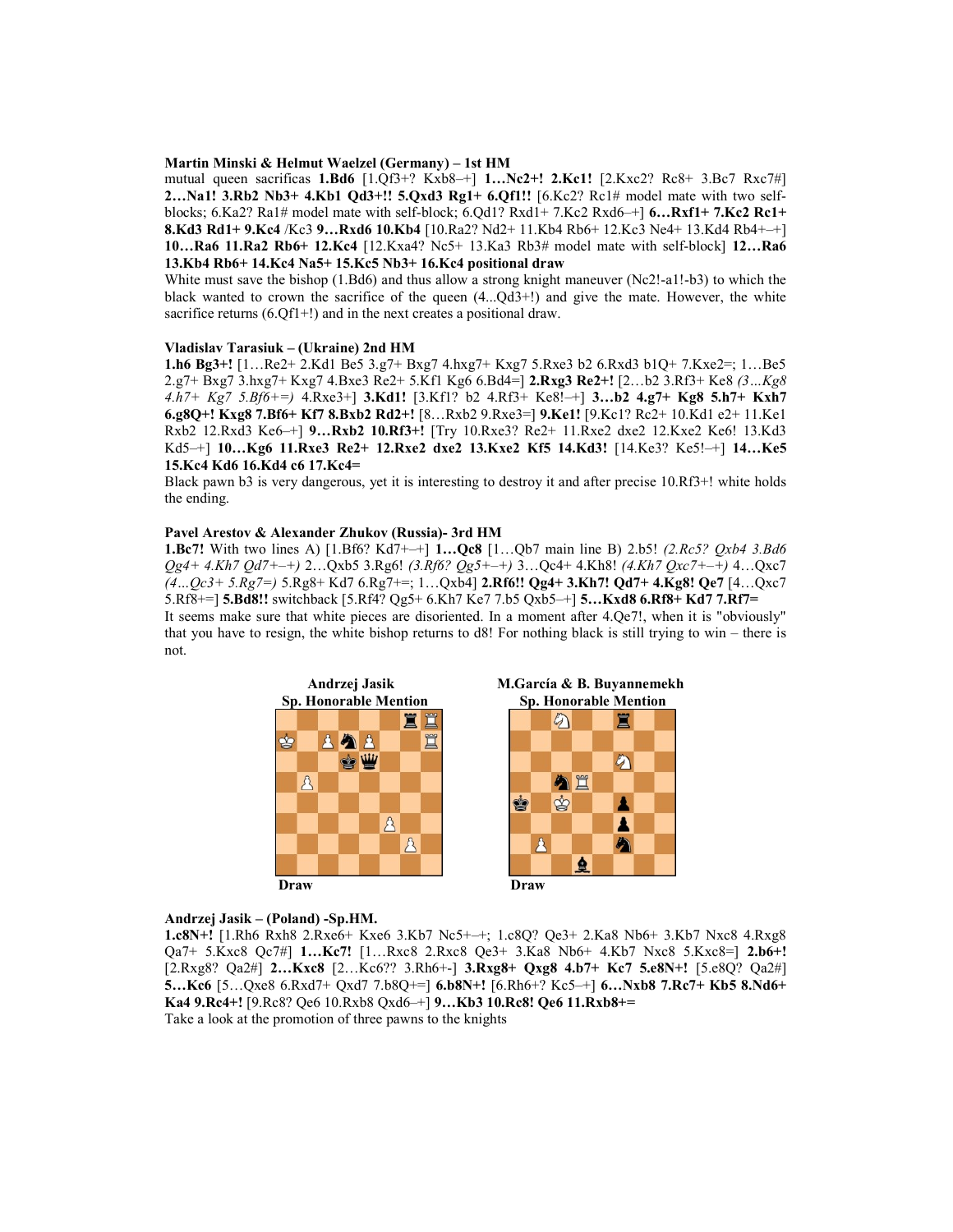**Martin Minski & Helmut Waelzel (Germany) – 1st HM**

mutual queen sacrificas **1.Bd6** [1.Qf3+? Kxb8–+] **1…Nc2+! 2.Kc1!** [2.Kxc2? Rc8+ 3.Bc7 Rxc7#] **2…Na1! 3.Rb2 Nb3+ 4.Kb1 Qd3+!! 5.Qxd3 Rg1+ 6.Qf1!!** [6.Kc2? Rc1# model mate with two self-blocks; 6.Ka2? Ra1# model mate with self-block; 6.Qd1? Rxd1+ 7.Kc2 Rxd6–+] **6…Rxf1+ 7.Kc2 Rc1+ 8.Kd3 Rd1+ 9.Kc4** /Kc3 **9…Rxd6 10.Kb4** [10.Ra2? Nd2+ 11.Kb4 Rb6+ 12.Kc3 Ne4+ 13.Kd4 Rb4+–+] **10…Ra6 11.Ra2 Rb6+ 12.Kc4** [12.Kxa4? Nc5+ 13.Ka3 Rb3# model mate with self-block] **12…Ra6 13.Kb4 Rb6+ 14.Kc4 Na5+ 15.Kc5 Nb3+ 16.Kc4 positional draw**

White must save the bishop (1.Bd6) and thus allow a strong knight maneuver (Nc2!-a1!-b3) to which the black wanted to crown the sacrifice of the queen (4...Qd3+!) and give the mate. However, the white sacrifice returns (6.Qf1+!) and in the next creates a positional draw.

**Vladislav Tarasiuk – (Ukraine) 2nd HM**

**1.h6 Bg3+!** [1…Re2+ 2.Kd1 Be5 3.g7+ Bxg7 4.hxg7+ Kxg7 5.Rxe3 b2 6.Rxd3 b1Q+ 7.Kxe2=; 1…Be5 2.g7+ Bxg7 3.hxg7+ Kxg7 4.Bxe3 Re2+ 5.Kf1 Kg6 6.Bd4=] **2.Rxg3 Re2+!** [2…b2 3.Rf3+ Ke8 *(3...Kg8 4.h7+ Kg7 5.Bf6+=)* 4.Rxe3+] **3.Kd1!** [3.Kf1? b2 4.Rf3+ Ke8!–+] **3…b2 4.g7+ Kg8 5.h7+ Kxh7 6.g8Q+! Kxg8 7.Bf6+ Kf7 8.Bxb2 Rd2+!** [8…Rxb2 9.Rxe3=] **9.Ke1!** [9.Kc1? Rc2+ 10.Kd1 e2+ 11.Ke1 Rxb2 12.Rxd3 Ke6–+] **9…Rxb2 10.Rf3+!** [Try 10.Rxe3? Re2+ 11.Rxe2 dxe2 12.Kxe2 Ke6! 13.Kd3 Kd5–+] **10…Kg6 11.Rxe3 Re2+ 12.Rxe2 dxe2 13.Kxe2 Kf5 14.Kd3!** [14.Ke3? Ke5!–+] **14…Ke5 15.Kc4 Kd6 16.Kd4 c6 17.Kc4=**

Black pawn b3 is very dangerous, yet it is interesting to destroy it and after precise 10.Rf3+! white holds the ending.

**Pavel Arestov & Alexander Zhukov (Russia)- 3rd HM**

**1.Bc7!** With two lines A) [1.Bf6? Kd7+–+] **1…Qc8** [1…Qb7 main line B) 2.b5! *(2.Rc5? Qxb4 3.Bd6 Qg4+ 4.Kh7 Qd7+–+)* 2…Qxb5 3.Rg6! *(3.Rf6? Qg5+–+)* 3…Qc4+ 4.Kh8! *(4.Kh7 Qxc7+–+)* 4…Qxc7 *(4...Qc3+ 5.Rg7=)* 5.Rg8+ Kd7 6.Rg7+=; 1…Qxb4] **2.Rf6!! Qg4+ 3.Kh7! Qd7+ 4.Kg8! Qe7** [4…Qxc7 5.Rf8+=] **5.Bd8!!** switchback [5.Rf4? Qg5+ 6.Kh7 Ke7 7.b5 Qxb5–+] **5…Kxd8 6.Rf8+ Kd7 7.Rf7=**

It seems make sure that white pieces are disoriented. In a moment after 4.Qe7!, when it is "obviously" that you have to resign, the white bishop returns to d8! For nothing black is still trying to win – there is not.

**Andrzej Jasik**
**Sp. Honorable Mention**

Draw

**M.García & B. Buyannemekh**
**Sp. Honorable Mention**

Draw

**Andrzej Jasik – (Poland) -Sp.HM.**

**1.c8N+!** [1.Rh6 Rxh8 2.Rxe6+ Kxe6 3.Kb7 Nc5+–+; 1.c8Q? Qe3+ 2.Ka8 Nb6+ 3.Kb7 Nxc8 4.Rxg8 Qa7+ 5.Kxc8 Qc7#] **1…Kc7!** [1…Rxc8 2.Rxc8 Qe3+ 3.Ka8 Nb6+ 4.Kb7 Nxc8 5.Kxc8=] **2.b6+!** [2.Rxg8? Qa2#] **2…Kxc8** [2…Kc6?? 3.Rh6+-] **3.Rxg8+ Qxg8 4.b7+ Kc7 5.e8N+!** [5.e8Q? Qa2#] **5…Kc6** [5…Qxe8 6.Rxd7+ Qxd7 7.b8Q+=] **6.b8N+!** [6.Rh6+? Kc5–+] **6…Nxb8 7.Rc7+ Kb5 8.Nd6+ Ka4 9.Rc4+!** [9.Rc8? Qe6 10.Rxb8 Qxd6–+] **9…Kb3 10.Rc8! Qe6 11.Rxb8+=**

Take a look at the promotion of three pawns to the knights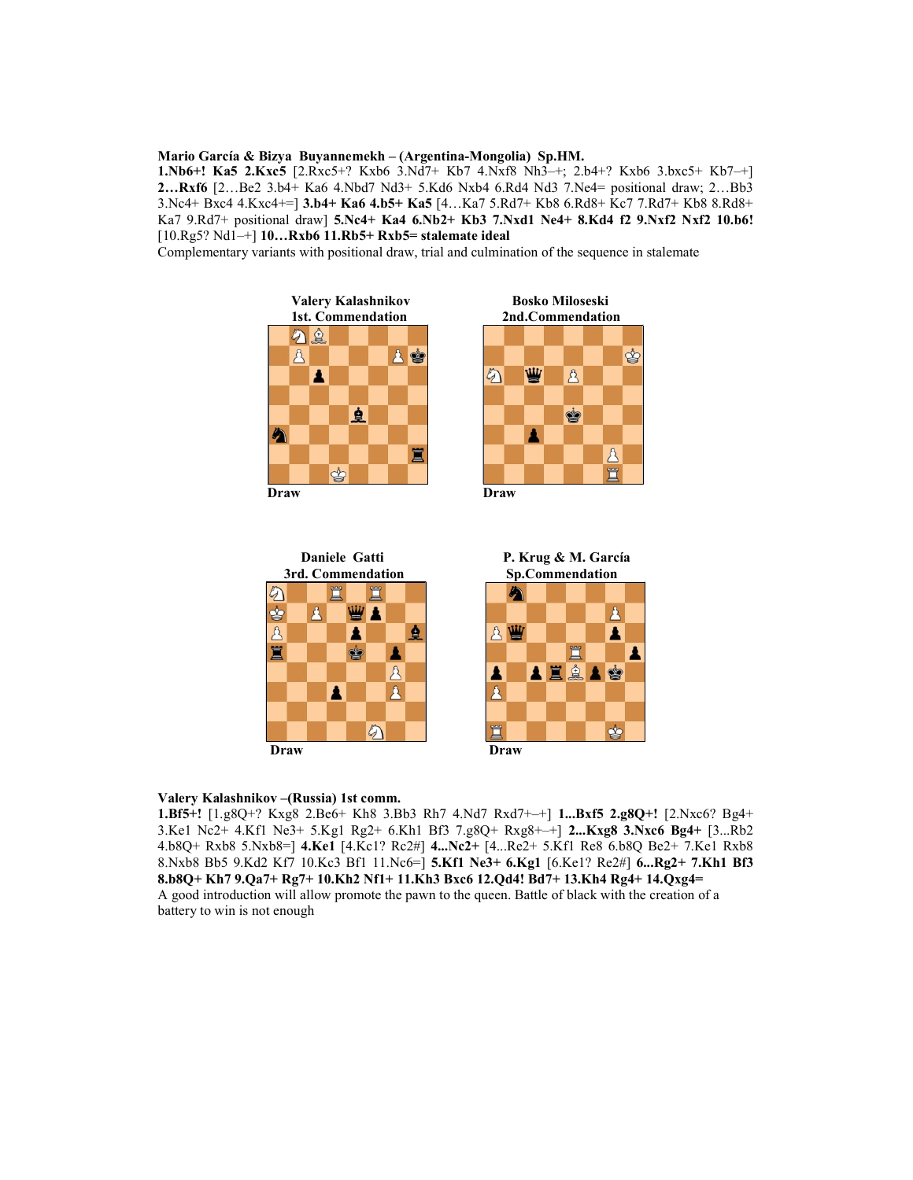**Mario García & Bizya Buyannemekh – (Argentina-Mongolia) Sp.HM.**

**1.Nb6+! Ka5 2.Kxc5** [2.Rxc5+? Kxb6 3.Nd7+ Kb7 4.Nxf8 Nh3–+; 2.b4+? Kxb6 3.bxc5+ Kb7–+] **2…Rxf6** [2…Be2 3.b4+ Ka6 4.Nbd7 Nd3+ 5.Kd6 Nxb4 6.Rd4 Nd3 7.Ne4= positional draw; 2…Bb3 3.Nc4+ Bxc4 4.Kxc4+=] **3.b4+ Ka6 4.b5+ Ka5** [4…Ka7 5.Rd7+ Kb8 6.Rd8+ Kc7 7.Rd7+ Kb8 8.Rd8+ Ka7 9.Rd7+ positional draw] **5.Nc4+ Ka4 6.Nb2+ Kb3 7.Nxd1 Ne4+ 8.Kd4 f2 9.Nxf2 Nxf2 10.b6!** [10.Rg5? Nd1–+] **10…Rxb6 11.Rb5+ Rxb5= stalemate ideal**

Complementary variants with positional draw, trial and culmination of the sequence in stalemate

**Valery Kalashnikov**
**1st. Commendation**

Draw

**Bosko Miloseski**
**2nd.Commendation**

Draw

**Daniele Gatti**
**3rd. Commendation**

Draw

**P. Krug & M. García**
**Sp.Commendation**

Draw

**Valery Kalashnikov –(Russia) 1st comm.**

**1.Bf5+!** [1.g8Q+? Kxg8 2.Be6+ Kh8 3.Bb3 Rh7 4.Nd7 Rxd7+–+] **1...Bxf5 2.g8Q+!** [2.Nxc6? Bg4+ 3.Ke1 Nc2+ 4.Kf1 Ne3+ 5.Kg1 Rg2+ 6.Kh1 Bf3 7.g8Q+ Rxg8+–+] **2...Kxg8 3.Nxc6 Bg4+** [3...Rb2 4.b8Q+ Rxb8 5.Nxb8=] **4.Ke1** [4.Kc1? Rc2#] **4...Nc2+** [4...Re2+ 5.Kf1 Re8 6.b8Q Be2+ 7.Ke1 Rxb8 8.Nxb8 Bb5 9.Kd2 Kf7 10.Kc3 Bf1 11.Nc6=] **5.Kf1 Ne3+ 6.Kg1** [6.Ke1? Re2#] **6...Rg2+ 7.Kh1 Bf3 8.b8Q+ Kh7 9.Qa7+ Rg7+ 10.Kh2 Nf1+ 11.Kh3 Bxc6 12.Qd4! Bd7+ 13.Kh4 Rg4+ 14.Qxg4=**

A good introduction will allow promote the pawn to the queen. Battle of black with the creation of a battery to win is not enough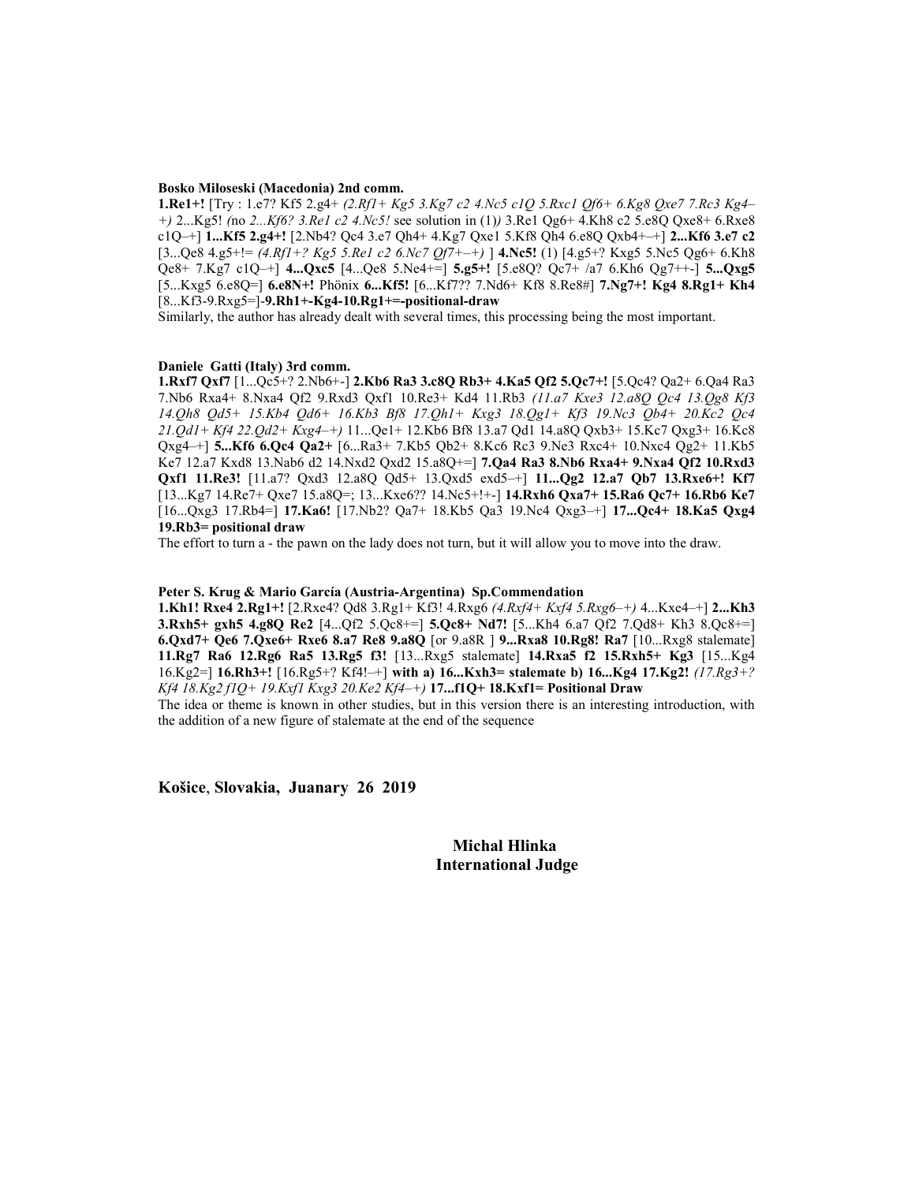**Bosko Miloseski (Macedonia) 2nd comm.**

**1.Re1+!** [Try : 1.e7? Kf5 2.g4+ *(2.Rf1+ Kg5 3.Kg7 c2 4.Nc5 c1Q 5.Rxc1 Qf6+ 6.Kg8 Qxe7 7.Rc3 Kg4–+)* 2...Kg5! *(*no *2...Kf6? 3.Re1 c2 4.Nc5!* see solution in (1)*)* 3.Re1 Qg6+ 4.Kh8 c2 5.e8Q Qxe8+ 6.Rxe8 c1Q–+] **1...Kf5 2.g4+!** [2.Nb4? Qc4 3.e7 Qh4+ 4.Kg7 Qxe1 5.Kf8 Qh4 6.e8Q Qxb4+–+] **2...Kf6 3.e7 c2** [3...Qe8 4.g5+!= *(4.Rf1+? Kg5 5.Re1 c2 6.Nc7 Qf7+–+)* ] **4.Nc5!** (1) [4.g5+? Kxg5 5.Nc5 Qg6+ 6.Kh8 Qe8+ 7.Kg7 c1Q–+] **4...Qxc5** [4...Qe8 5.Ne4+=] **5.g5+!** [5.e8Q? Qc7+ /a7 6.Kh6 Qg7++-] **5...Qxg5** [5...Kxg5 6.e8Q=] **6.e8N+!** Phönix **6...Kf5!** [6...Kf7?? 7.Nd6+ Kf8 8.Re8#] **7.Ng7+! Kg4 8.Rg1+ Kh4** [8...Kf3-9.Rxg5=]-**9.Rh1+-Kg4-10.Rg1+=-positional-draw**

Similarly, the author has already dealt with several times, this processing being the most important.

**Daniele Gatti (Italy) 3rd comm.**

**1.Rxf7 Qxf7** [1...Qc5+? 2.Nb6+-] **2.Kb6 Ra3 3.c8Q Rb3+ 4.Ka5 Qf2 5.Qc7+!** [5.Qc4? Qa2+ 6.Qa4 Ra3 7.Nb6 Rxa4+ 8.Nxa4 Qf2 9.Rxd3 Qxf1 10.Re3+ Kd4 11.Rb3 *(11.a7 Kxe3 12.a8Q Qc4 13.Qg8 Kf3 14.Qh8 Qd5+ 15.Kb4 Qd6+ 16.Kb3 Bf8 17.Qh1+ Kxg3 18.Qg1+ Kf3 19.Nc3 Qb4+ 20.Kc2 Qc4 21.Qd1+ Kf4 22.Qd2+ Kxg4–+)* 11...Qe1+ 12.Kb6 Bf8 13.a7 Qd1 14.a8Q Qxb3+ 15.Kc7 Qxg3+ 16.Kc8 Qxg4–+] **5...Kf6 6.Qc4 Qa2+** [6...Ra3+ 7.Kb5 Qb2+ 8.Kc6 Rc3 9.Ne3 Rxc4+ 10.Nxc4 Qg2+ 11.Kb5 Ke7 12.a7 Kxd8 13.Nab6 d2 14.Nxd2 Qxd2 15.a8Q+=] **7.Qa4 Ra3 8.Nb6 Rxa4+ 9.Nxa4 Qf2 10.Rxd3 Qxf1 11.Re3!** [11.a7? Qxd3 12.a8Q Qd5+ 13.Qxd5 exd5–+] **11...Qg2 12.a7 Qb7 13.Rxe6+! Kf7** [13...Kg7 14.Re7+ Qxe7 15.a8Q=; 13...Kxe6?? 14.Nc5+!+-] **14.Rxh6 Qxa7+ 15.Ra6 Qc7+ 16.Rb6 Ke7** [16...Qxg3 17.Rb4=] **17.Ka6!** [17.Nb2? Qa7+ 18.Kb5 Qa3 19.Nc4 Qxg3–+] **17...Qc4+ 18.Ka5 Qxg4 19.Rb3= positional draw**

The effort to turn a - the pawn on the lady does not turn, but it will allow you to move into the draw.

**Peter S. Krug & Mario García (Austria-Argentina) Sp.Commendation**

**1.Kh1! Rxe4 2.Rg1+!** [2.Rxe4? Qd8 3.Rg1+ Kf3! 4.Rxg6 *(4.Rxf4+ Kxf4 5.Rxg6–+)* 4...Kxe4–+] **2...Kh3 3.Rxh5+ gxh5 4.g8Q Re2** [4...Qf2 5.Qc8+=] **5.Qc8+ Nd7!** [5...Kh4 6.a7 Qf2 7.Qd8+ Kh3 8.Qc8+=] **6.Qxd7+ Qe6 7.Qxe6+ Rxe6 8.a7 Re8 9.a8Q** [or 9.a8R ] **9...Rxa8 10.Rg8! Ra7** [10...Rxg8 stalemate] **11.Rg7 Ra6 12.Rg6 Ra5 13.Rg5 f3!** [13...Rxg5 stalemate] **14.Rxa5 f2 15.Rxh5+ Kg3** [15...Kg4 16.Kg2=] **16.Rh3+!** [16.Rg5+? Kf4!–+] **with a) 16...Kxh3= stalemate b) 16...Kg4 17.Kg2!** *(17.Rg3+? Kf4 18.Kg2 f1Q+ 19.Kxf1 Kxg3 20.Ke2 Kf4–+)* **17...f1Q+ 18.Kxf1= Positional Draw**

The idea or theme is known in other studies, but in this version there is an interesting introduction, with the addition of a new figure of stalemate at the end of the sequence

**Košice, Slovakia, Juanary 26 2019**

**Michal Hlinka**
**International Judge**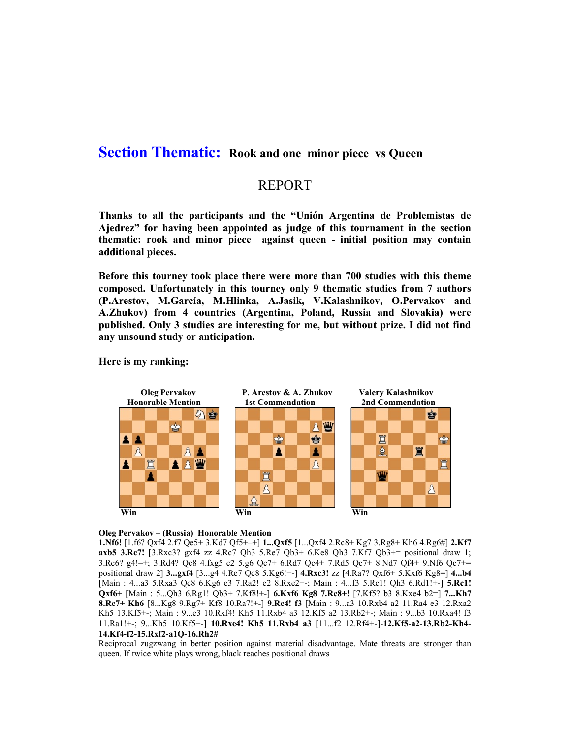# Section Thematic: Rook and one minor piece vs Queen

## REPORT

**Thanks to all the participants and the "Unión Argentina de Problemistas de Ajedrez" for having been appointed as judge of this tournament in the section thematic: rook and minor piece against queen - initial position may contain additional pieces.**

**Before this tourney took place there were more than 700 studies with this theme composed. Unfortunately in this tourney only 9 thematic studies from 7 authors (P.Arestov, M.García, M.Hlinka, A.Jasik, V.Kalashnikov, O.Pervakov and A.Zhukov) from 4 countries (Argentina, Poland, Russia and Slovakia) were published. Only 3 studies are interesting for me, but without prize. I did not find any unsound study or anticipation.**

**Here is my ranking:**

**Oleg Pervakov**
**Honorable Mention**

Win

**P. Arestov & A. Zhukov**
**1st Commendation**

Win

**Valery Kalashnikov**
**2nd Commendation**

Win

**Oleg Pervakov – (Russia) Honorable Mention**

**1.Nf6!** [1.f6? Qxf4 2.f7 Qe5+ 3.Kd7 Qf5+–+] **1...Qxf5** [1...Qxf4 2.Rc8+ Kg7 3.Rg8+ Kh6 4.Rg6#] **2.Kf7 axb5 3.Rc7!** [3.Rxc3? gxf4 zz 4.Rc7 Qh3 5.Re7 Qb3+ 6.Ke8 Qh3 7.Kf7 Qb3+= positional draw 1; 3.Rc6? g4!–+; 3.Rd4? Qc8 4.fxg5 c2 5.g6 Qc7+ 6.Rd7 Qc4+ 7.Rd5 Qc7+ 8.Nd7 Qf4+ 9.Nf6 Qc7+= positional draw 2] **3...gxf4** [3...g4 4.Re7 Qc8 5.Kg6!+-] **4.Rxc3!** zz [4.Ra7? Qxf6+ 5.Kxf6 Kg8=] **4...b4** [Main : 4...a3 5.Rxa3 Qc8 6.Kg6 e3 7.Ra2! e2 8.Rxe2+-; Main : 4...f3 5.Rc1! Qh3 6.Rd1!+-] **5.Rc1! Qxf6+** [Main : 5...Qh3 6.Rg1! Qb3+ 7.Kf8!+-] **6.Kxf6 Kg8 7.Rc8+!** [7.Kf5? b3 8.Kxe4 b2=] **7...Kh7 8.Rc7+ Kh6** [8...Kg8 9.Rg7+ Kf8 10.Ra7!+-] **9.Rc4! f3** [Main : 9...a3 10.Rxb4 a2 11.Ra4 e3 12.Rxa2 Kh5 13.Kf5+-; Main : 9...e3 10.Rxf4! Kh5 11.Rxb4 a3 12.Kf5 a2 13.Rb2+-; Main : 9...b3 10.Rxa4! f3 11.Ra1!+-; 9...Kh5 10.Kf5+-] **10.Rxe4! Kh5 11.Rxb4 a3** [11...f2 12.Rf4+-]-**12.Kf5-a2-13.Rb2-Kh4-14.Kf4-f2-15.Rxf2-a1Q-16.Rh2#**

Reciprocal zugzwang in better position against material disadvantage. Mate threats are stronger than queen. If twice white plays wrong, black reaches positional draws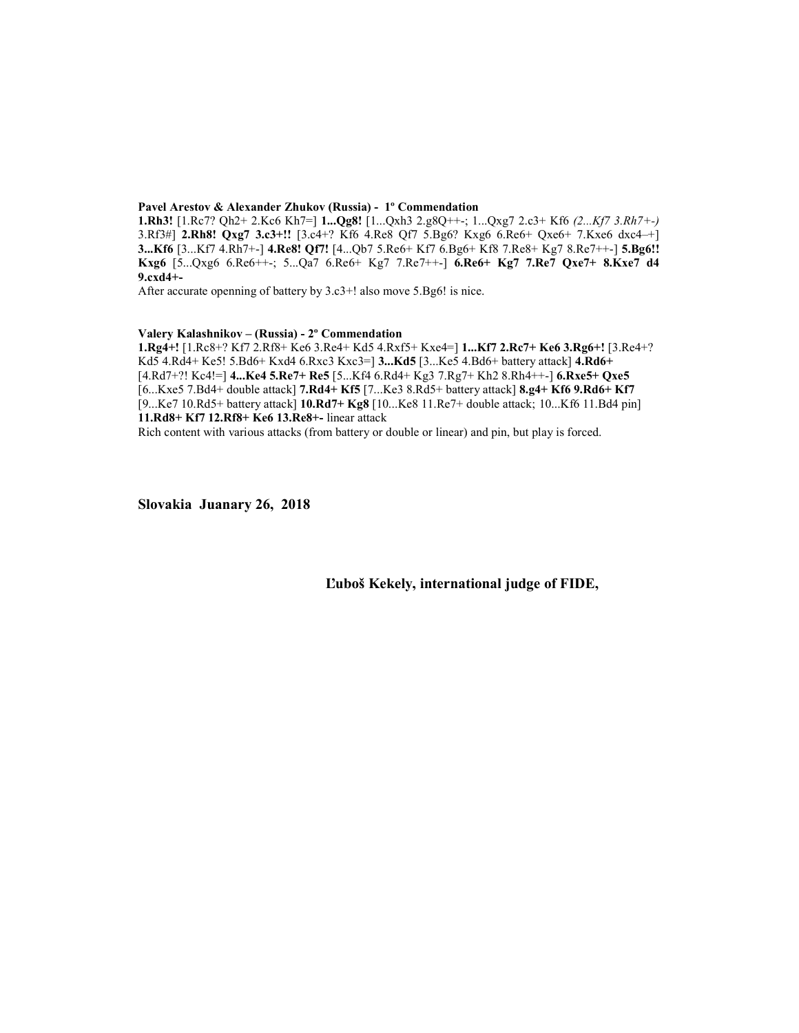**Pavel Arestov & Alexander Zhukov (Russia) - 1º Commendation**

**1.Rh3!** [1.Rc7? Qh2+ 2.Kc6 Kh7=] **1...Qg8!** [1...Qxh3 2.g8Q++-; 1...Qxg7 2.c3+ Kf6 *(2...Kf7 3.Rh7+-)* 3.Rf3#] **2.Rh8! Qxg7 3.c3+!!** [3.c4+? Kf6 4.Re8 Qf7 5.Bg6? Kxg6 6.Re6+ Qxe6+ 7.Kxe6 dxc4–+] **3...Kf6** [3...Kf7 4.Rh7+-] **4.Re8! Qf7!** [4...Qb7 5.Re6+ Kf7 6.Bg6+ Kf8 7.Re8+ Kg7 8.Re7++-] **5.Bg6!! Kxg6** [5...Qxg6 6.Re6++-; 5...Qa7 6.Re6+ Kg7 7.Re7++-] **6.Re6+ Kg7 7.Re7 Qxe7+ 8.Kxe7 d4 9.cxd4+-**

After accurate openning of battery by 3.c3+! also move 5.Bg6! is nice.

**Valery Kalashnikov – (Russia) - 2º Commendation**

**1.Rg4+!** [1.Rc8+? Kf7 2.Rf8+ Ke6 3.Re4+ Kd5 4.Rxf5+ Kxe4=] **1...Kf7 2.Rc7+ Ke6 3.Rg6+!** [3.Re4+? Kd5 4.Rd4+ Ke5! 5.Bd6+ Kxd4 6.Rxc3 Kxc3=] **3...Kd5** [3...Ke5 4.Bd6+ battery attack] **4.Rd6+** [4.Rd7+?! Kc4!=] **4...Ke4 5.Re7+ Re5** [5...Kf4 6.Rd4+ Kg3 7.Rg7+ Kh2 8.Rh4++-] **6.Rxe5+ Qxe5** [6...Kxe5 7.Bd4+ double attack] **7.Rd4+ Kf5** [7...Ke3 8.Rd5+ battery attack] **8.g4+ Kf6 9.Rd6+ Kf7** [9...Ke7 10.Rd5+ battery attack] **10.Rd7+ Kg8** [10...Ke8 11.Re7+ double attack; 10...Kf6 11.Bd4 pin] **11.Rd8+ Kf7 12.Rf8+ Ke6 13.Re8+-** linear attack

Rich content with various attacks (from battery or double or linear) and pin, but play is forced.

**Slovakia Juanary 26, 2018**

**Ľuboš Kekely, international judge of FIDE,**